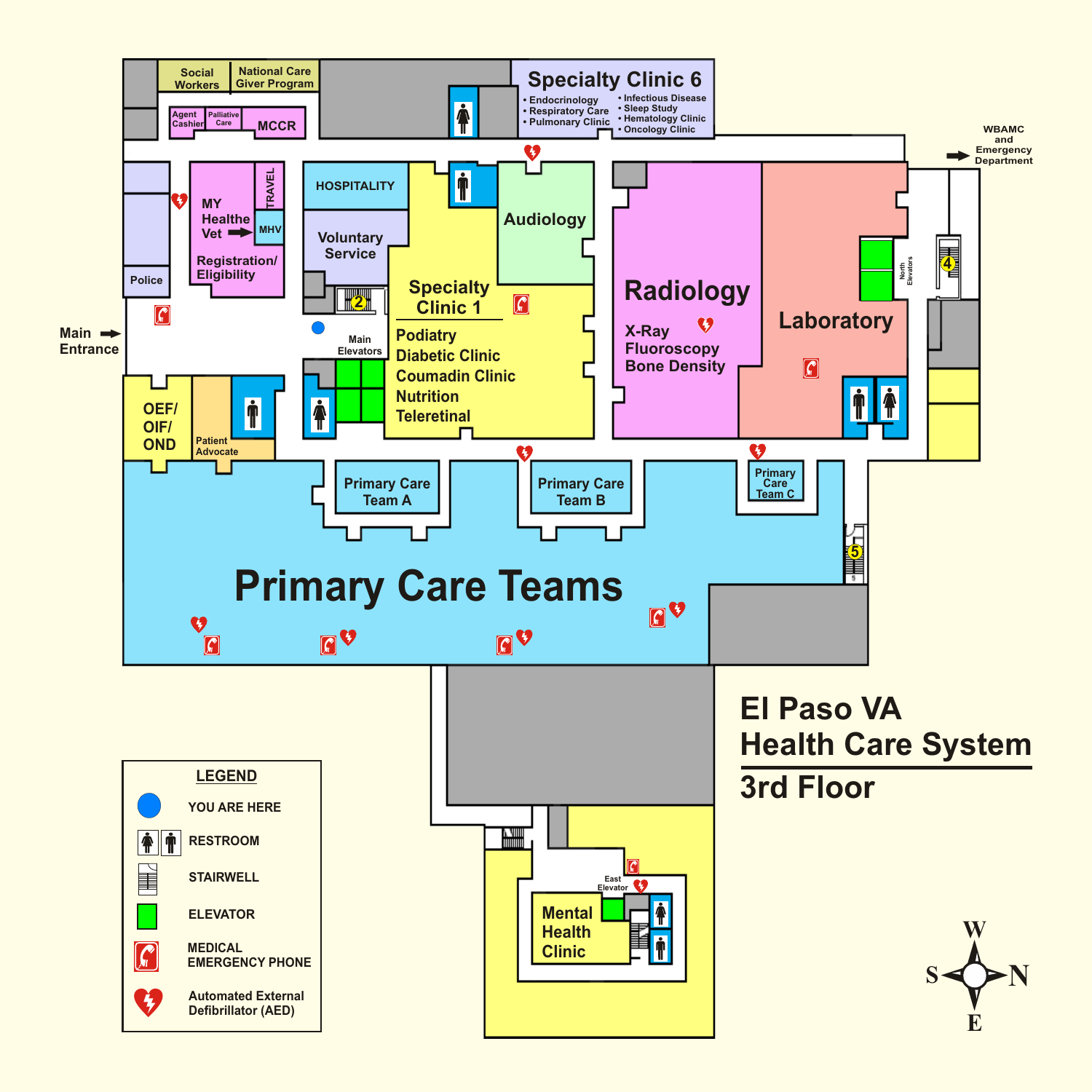# El Paso VA Health Care System

## 3rd Floor

Social Workers

National Care Giver Program

Specialty Clinic 6

- Endocrinology
- Respiratory Care
- Pulmonary Clinic
- Infectious Disease
- Sleep Study
- Hematology Clinic
- Oncology Clinic

Agent Cashier

Palliative Care

MCCR

WBAMC and Emergency Department

MY Healthe Vet

TRAVEL

MHV

Registration/ Eligibility

Police

HOSPITALITY

Voluntary Service

Audiology

Radiology

X-Ray
Fluoroscopy
Bone Density

Laboratory

North Elevators

Specialty Clinic 1

Podiatry
Diabetic Clinic
Coumadin Clinic
Nutrition
Teleretinal

Main Elevators

Main Entrance

OEF/ OIF/ OND

Patient Advocate

Primary Care Team A

Primary Care Team B

Primary Care Team C

Primary Care Teams

East Elevator

Mental Health Clinic

### LEGEND

- YOU ARE HERE
- RESTROOM
- STAIRWELL
- ELEVATOR
- MEDICAL EMERGENCY PHONE
- Automated External Defibrillator (AED)

W
S N
E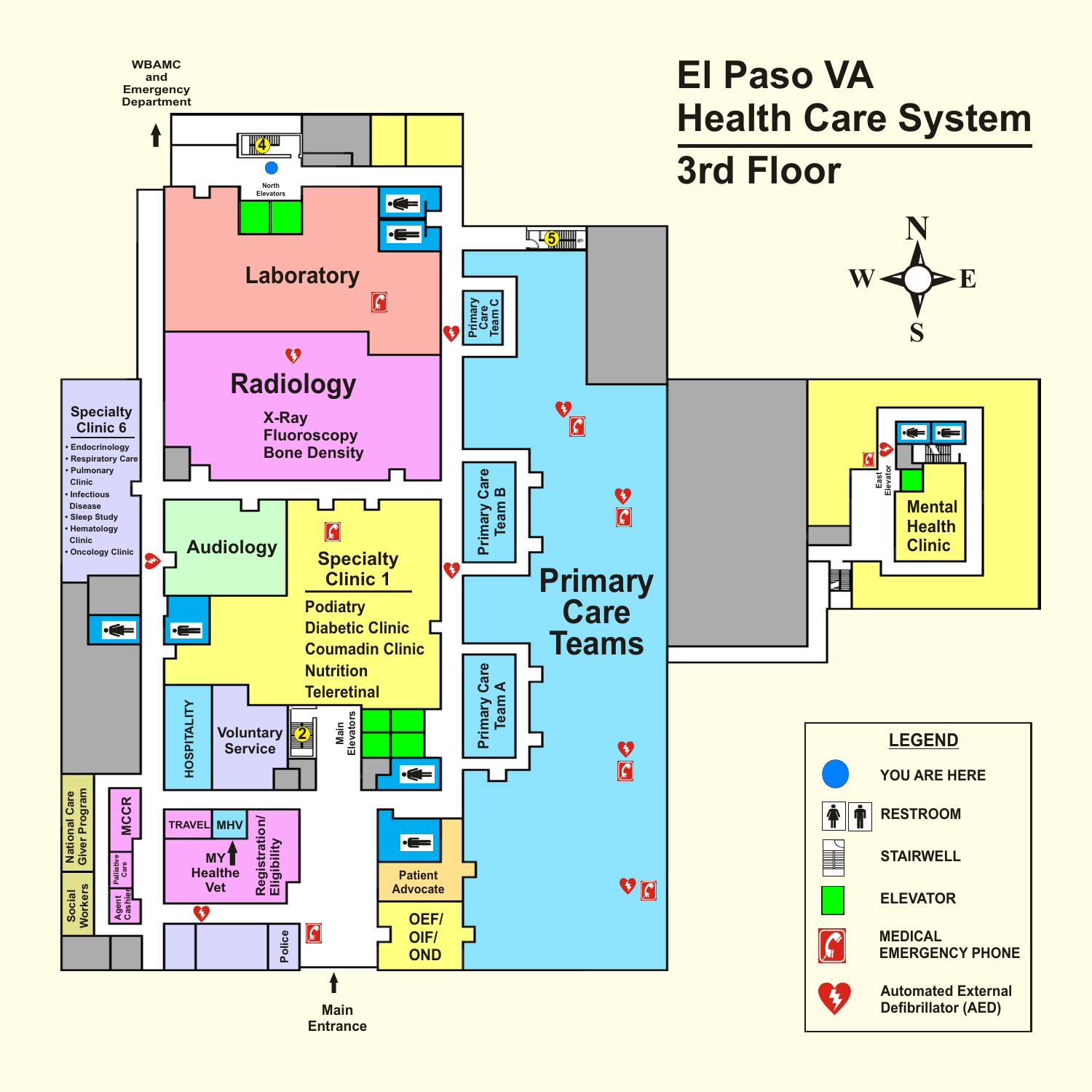# El Paso VA Health Care System

## 3rd Floor

WBAMC and Emergency Department

North Elevators

Laboratory

Radiology

X-Ray
Fluoroscopy
Bone Density

Specialty Clinic 6

- Endocrinology
- Respiratory Care
- Pulmonary Clinic
- Infectious Disease
- Sleep Study
- Hematology Clinic
- Oncology Clinic

Audiology

Specialty Clinic 1

Podiatry
Diabetic Clinic
Coumadin Clinic
Nutrition
Teleretinal

HOSPITALITY

Voluntary Service

Main Elevators

Primary Care Team C

Primary Care Team B

Primary Care Team A

Primary Care Teams

East Elevator

Mental Health Clinic

National Care Giver Program

Social Workers

MCCR

Palliative Care

Agent Cashier

TRAVEL

MHV

MY Healthe Vet

Registration/ Eligibility

Police

Patient Advocate

OEF/ OIF/ OND

Main Entrance

N
W
E
S

**LEGEND**

- YOU ARE HERE
- RESTROOM
- STAIRWELL
- ELEVATOR
- MEDICAL EMERGENCY PHONE
- Automated External Defibrillator (AED)